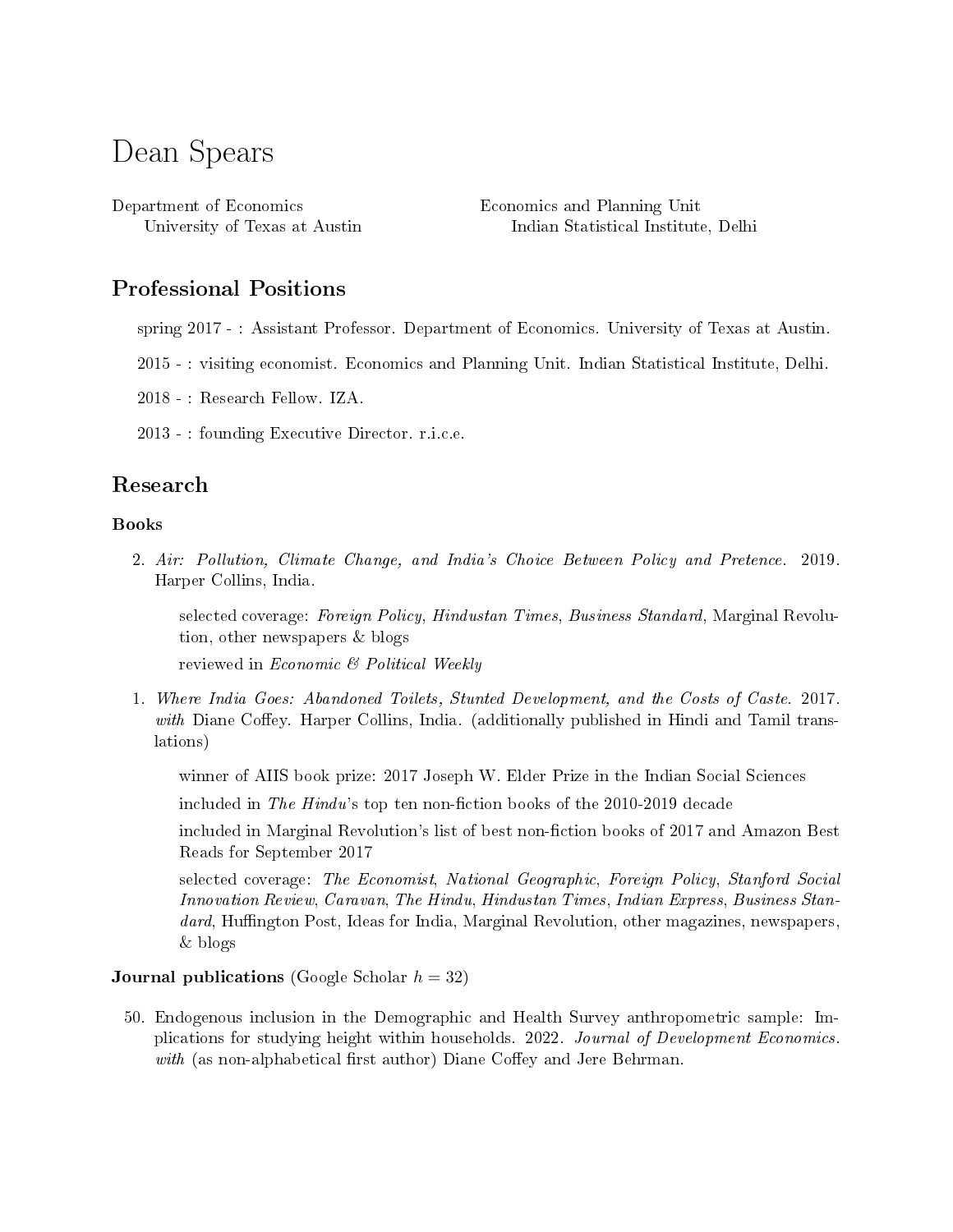# Dean Spears

Department of Economics
University of Texas at Austin

Economics and Planning Unit
Indian Statistical Institute, Delhi

## Professional Positions

spring 2017 - : Assistant Professor. Department of Economics. University of Texas at Austin.

2015 - : visiting economist. Economics and Planning Unit. Indian Statistical Institute, Delhi.

2018 - : Research Fellow. IZA.

2013 - : founding Executive Director. r.i.c.e.

## Research

### Books

2. *Air: Pollution, Climate Change, and India's Choice Between Policy and Pretence*. 2019. Harper Collins, India.

   selected coverage: *Foreign Policy*, *Hindustan Times*, *Business Standard*, Marginal Revolution, other newspapers & blogs

   reviewed in *Economic & Political Weekly*

1. *Where India Goes: Abandoned Toilets, Stunted Development, and the Costs of Caste*. 2017. *with* Diane Coffey. Harper Collins, India. (additionally published in Hindi and Tamil translations)

   winner of AIIS book prize: 2017 Joseph W. Elder Prize in the Indian Social Sciences

   included in *The Hindu*'s top ten non-fiction books of the 2010-2019 decade

   included in Marginal Revolution's list of best non-fiction books of 2017 and Amazon Best Reads for September 2017

   selected coverage: *The Economist*, *National Geographic*, *Foreign Policy*, *Stanford Social Innovation Review*, *Caravan*, *The Hindu*, *Hindustan Times*, *Indian Express*, *Business Standard*, Huffington Post, Ideas for India, Marginal Revolution, other magazines, newspapers, & blogs

**Journal publications** (Google Scholar $h = 32$)

50. Endogenous inclusion in the Demographic and Health Survey anthropometric sample: Implications for studying height within households. 2022. *Journal of Development Economics*. *with* (as non-alphabetical first author) Diane Coffey and Jere Behrman.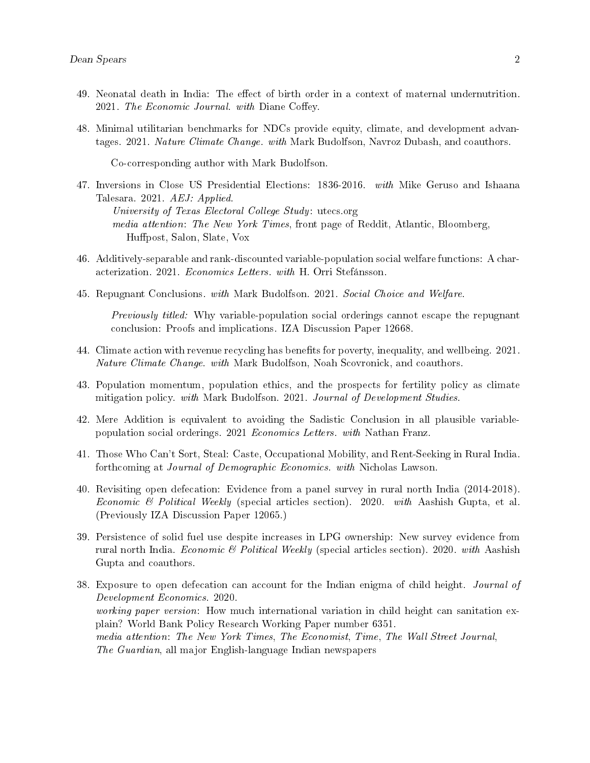49. Neonatal death in India: The effect of birth order in a context of maternal undernutrition. 2021. *The Economic Journal*. *with* Diane Coffey.

48. Minimal utilitarian benchmarks for NDCs provide equity, climate, and development advantages. 2021. *Nature Climate Change*. *with* Mark Budolfson, Navroz Dubash, and coauthors.

    Co-corresponding author with Mark Budolfson.

47. Inversions in Close US Presidential Elections: 1836-2016. *with* Mike Geruso and Ishaana Talesara. 2021. *AEJ: Applied*.
    *University of Texas Electoral College Study*: utecs.org
    *media attention*: *The New York Times*, front page of Reddit, Atlantic, Bloomberg, Huffpost, Salon, Slate, Vox

46. Additively-separable and rank-discounted variable-population social welfare functions: A characterization. 2021. *Economics Letters*. *with* H. Orri Stefánsson.

45. Repugnant Conclusions. *with* Mark Budolfson. 2021. *Social Choice and Welfare*.

    *Previously titled:* Why variable-population social orderings cannot escape the repugnant conclusion: Proofs and implications. IZA Discussion Paper 12668.

44. Climate action with revenue recycling has benefits for poverty, inequality, and wellbeing. 2021. *Nature Climate Change*. *with* Mark Budolfson, Noah Scovronick, and coauthors.

43. Population momentum, population ethics, and the prospects for fertility policy as climate mitigation policy. *with* Mark Budolfson. 2021. *Journal of Development Studies*.

42. Mere Addition is equivalent to avoiding the Sadistic Conclusion in all plausible variable-population social orderings. 2021 *Economics Letters*. *with* Nathan Franz.

41. Those Who Can't Sort, Steal: Caste, Occupational Mobility, and Rent-Seeking in Rural India. forthcoming at *Journal of Demographic Economics*. *with* Nicholas Lawson.

40. Revisiting open defecation: Evidence from a panel survey in rural north India (2014-2018). *Economic & Political Weekly* (special articles section). 2020. *with* Aashish Gupta, et al. (Previously IZA Discussion Paper 12065.)

39. Persistence of solid fuel use despite increases in LPG ownership: New survey evidence from rural north India. *Economic & Political Weekly* (special articles section). 2020. *with* Aashish Gupta and coauthors.

38. Exposure to open defecation can account for the Indian enigma of child height. *Journal of Development Economics*. 2020.
    *working paper version*: How much international variation in child height can sanitation explain? World Bank Policy Research Working Paper number 6351.
    *media attention*: *The New York Times*, *The Economist*, *Time*, *The Wall Street Journal*, *The Guardian*, all major English-language Indian newspapers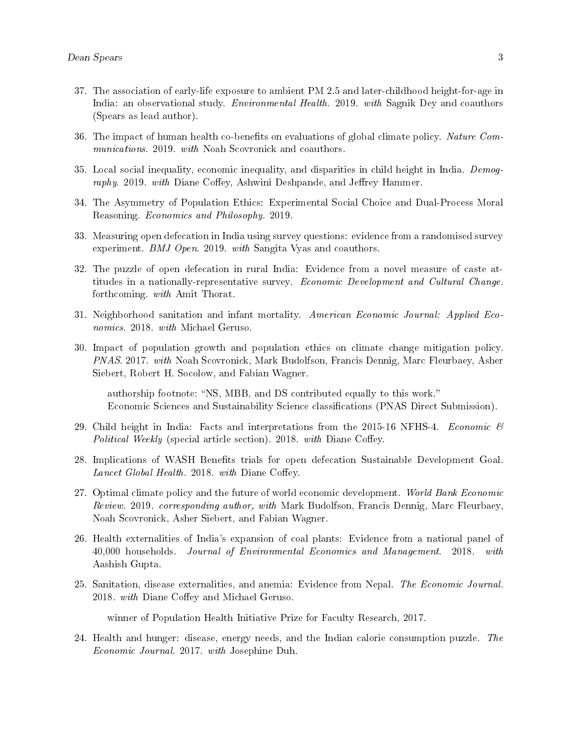37. The association of early-life exposure to ambient PM 2.5 and later-childhood height-for-age in India: an observational study. *Environmental Health*. 2019. *with* Sagnik Dey and coauthors (Spears as lead author).

36. The impact of human health co-benefits on evaluations of global climate policy. *Nature Communications*. 2019. *with* Noah Scovronick and coauthors.

35. Local social inequality, economic inequality, and disparities in child height in India. *Demography*. 2019. *with* Diane Coffey, Ashwini Deshpande, and Jeffrey Hammer.

34. The Asymmetry of Population Ethics: Experimental Social Choice and Dual-Process Moral Reasoning. *Economics and Philosophy*. 2019.

33. Measuring open defecation in India using survey questions: evidence from a randomised survey experiment. *BMJ Open*. 2019. *with* Sangita Vyas and coauthors.

32. The puzzle of open defecation in rural India: Evidence from a novel measure of caste attitudes in a nationally-representative survey. *Economic Development and Cultural Change*. forthcoming. *with* Amit Thorat.

31. Neighborhood sanitation and infant mortality. *American Economic Journal: Applied Economics*. 2018. *with* Michael Geruso.

30. Impact of population growth and population ethics on climate change mitigation policy. *PNAS*. 2017. *with* Noah Scovronick, Mark Budolfson, Francis Dennig, Marc Fleurbaey, Asher Siebert, Robert H. Socolow, and Fabian Wagner.

    authorship footnote: "NS, MBB, and DS contributed equally to this work."
    Economic Sciences and Sustainability Science classifications (PNAS Direct Submission).

29. Child height in India: Facts and interpretations from the 2015-16 NFHS-4. *Economic & Political Weekly* (special article section). 2018. *with* Diane Coffey.

28. Implications of WASH Benefits trials for open defecation Sustainable Development Goal. *Lancet Global Health*. 2018. *with* Diane Coffey.

27. Optimal climate policy and the future of world economic development. *World Bank Economic Review*. 2019. *corresponding author, with* Mark Budolfson, Francis Dennig, Marc Fleurbaey, Noah Scovronick, Asher Siebert, and Fabian Wagner.

26. Health externalities of India's expansion of coal plants: Evidence from a national panel of 40,000 households. *Journal of Environmental Economics and Management*. 2018. *with* Aashish Gupta.

25. Sanitation, disease externalities, and anemia: Evidence from Nepal. *The Economic Journal*. 2018. *with* Diane Coffey and Michael Geruso.

    winner of Population Health Initiative Prize for Faculty Research, 2017.

24. Health and hunger: disease, energy needs, and the Indian calorie consumption puzzle. *The Economic Journal*. 2017. *with* Josephine Duh.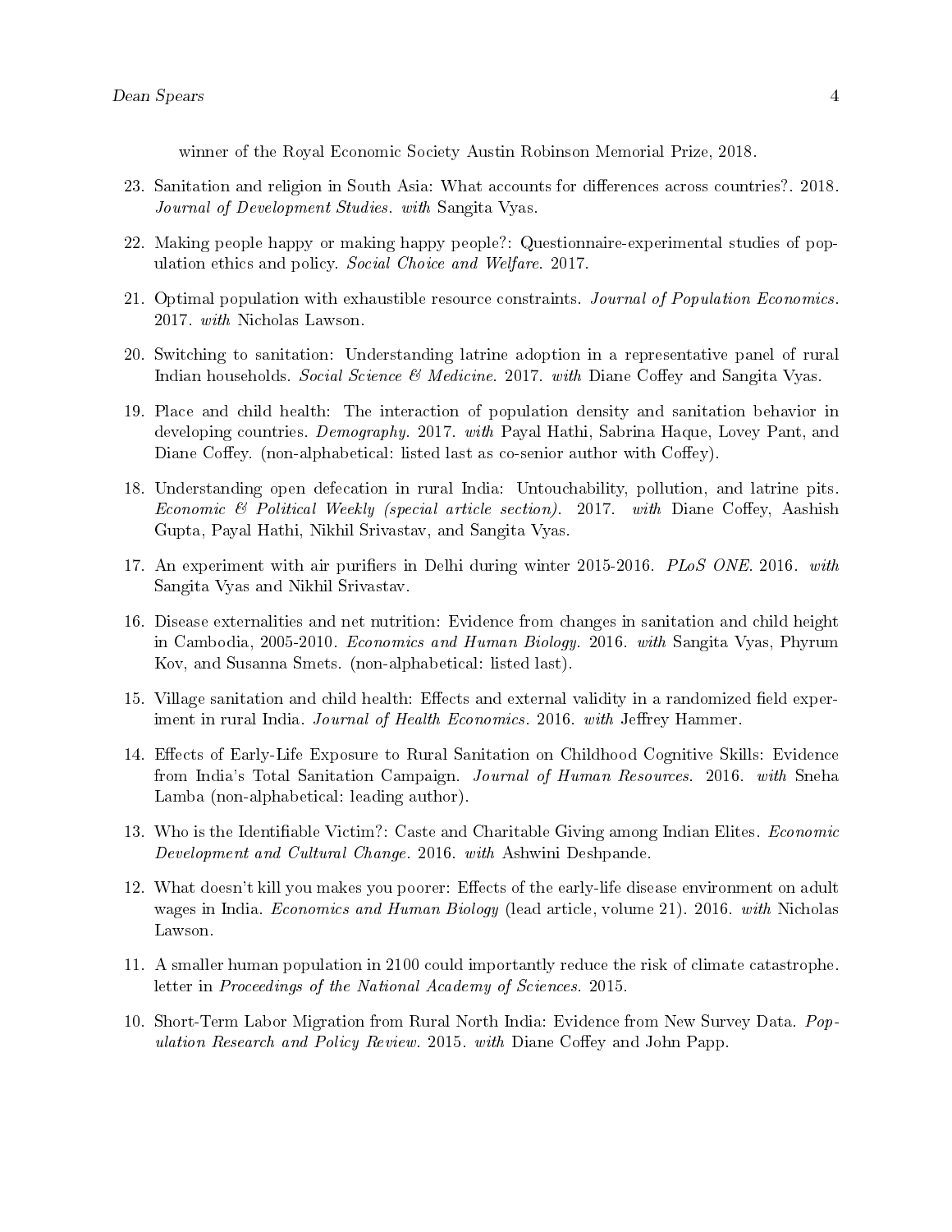winner of the Royal Economic Society Austin Robinson Memorial Prize, 2018.

23. Sanitation and religion in South Asia: What accounts for differences across countries?. 2018. *Journal of Development Studies*. *with* Sangita Vyas.

22. Making people happy or making happy people?: Questionnaire-experimental studies of population ethics and policy. *Social Choice and Welfare*. 2017.

21. Optimal population with exhaustible resource constraints. *Journal of Population Economics*. 2017. *with* Nicholas Lawson.

20. Switching to sanitation: Understanding latrine adoption in a representative panel of rural Indian households. *Social Science & Medicine*. 2017. *with* Diane Coffey and Sangita Vyas.

19. Place and child health: The interaction of population density and sanitation behavior in developing countries. *Demography*. 2017. *with* Payal Hathi, Sabrina Haque, Lovey Pant, and Diane Coffey. (non-alphabetical: listed last as co-senior author with Coffey).

18. Understanding open defecation in rural India: Untouchability, pollution, and latrine pits. *Economic & Political Weekly (special article section)*. 2017. *with* Diane Coffey, Aashish Gupta, Payal Hathi, Nikhil Srivastav, and Sangita Vyas.

17. An experiment with air purifiers in Delhi during winter 2015-2016. *PLoS ONE*. 2016. *with* Sangita Vyas and Nikhil Srivastav.

16. Disease externalities and net nutrition: Evidence from changes in sanitation and child height in Cambodia, 2005-2010. *Economics and Human Biology*. 2016. *with* Sangita Vyas, Phyrum Kov, and Susanna Smets. (non-alphabetical: listed last).

15. Village sanitation and child health: Effects and external validity in a randomized field experiment in rural India. *Journal of Health Economics*. 2016. *with* Jeffrey Hammer.

14. Effects of Early-Life Exposure to Rural Sanitation on Childhood Cognitive Skills: Evidence from India's Total Sanitation Campaign. *Journal of Human Resources*. 2016. *with* Sneha Lamba (non-alphabetical: leading author).

13. Who is the Identifiable Victim?: Caste and Charitable Giving among Indian Elites. *Economic Development and Cultural Change*. 2016. *with* Ashwini Deshpande.

12. What doesn't kill you makes you poorer: Effects of the early-life disease environment on adult wages in India. *Economics and Human Biology* (lead article, volume 21). 2016. *with* Nicholas Lawson.

11. A smaller human population in 2100 could importantly reduce the risk of climate catastrophe. letter in *Proceedings of the National Academy of Sciences*. 2015.

10. Short-Term Labor Migration from Rural North India: Evidence from New Survey Data. *Population Research and Policy Review*. 2015. *with* Diane Coffey and John Papp.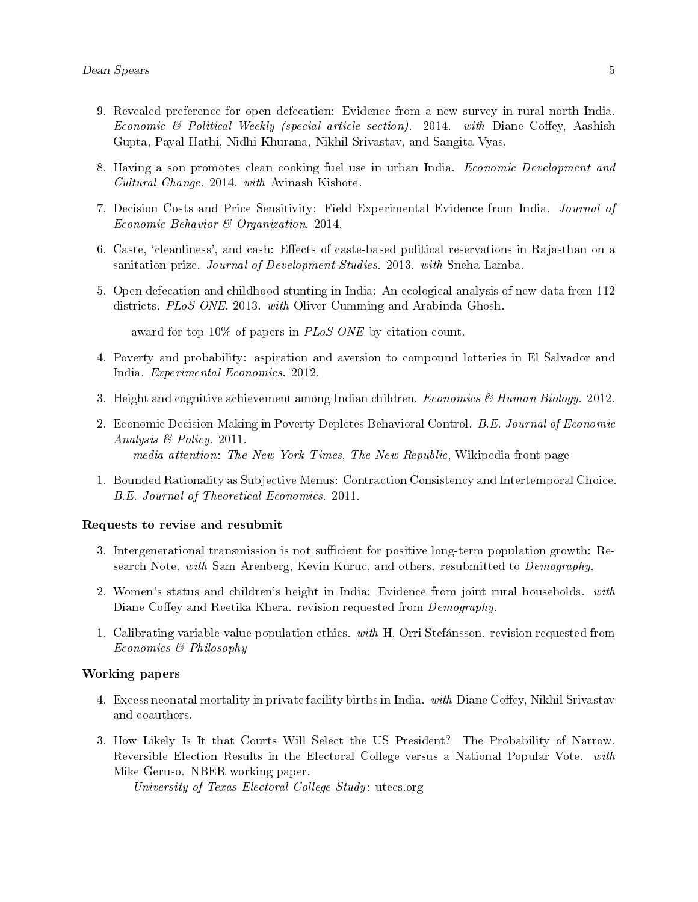9. Revealed preference for open defecation: Evidence from a new survey in rural north India. *Economic & Political Weekly (special article section)*. 2014. *with* Diane Coffey, Aashish Gupta, Payal Hathi, Nidhi Khurana, Nikhil Srivastav, and Sangita Vyas.

8. Having a son promotes clean cooking fuel use in urban India. *Economic Development and Cultural Change*. 2014. *with* Avinash Kishore.

7. Decision Costs and Price Sensitivity: Field Experimental Evidence from India. *Journal of Economic Behavior & Organization*. 2014.

6. Caste, 'cleanliness', and cash: Effects of caste-based political reservations in Rajasthan on a sanitation prize. *Journal of Development Studies*. 2013. *with* Sneha Lamba.

5. Open defecation and childhood stunting in India: An ecological analysis of new data from 112 districts. *PLoS ONE*. 2013. *with* Oliver Cumming and Arabinda Ghosh.

   award for top 10% of papers in *PLoS ONE* by citation count.

4. Poverty and probability: aspiration and aversion to compound lotteries in El Salvador and India. *Experimental Economics*. 2012.

3. Height and cognitive achievement among Indian children. *Economics & Human Biology*. 2012.

2. Economic Decision-Making in Poverty Depletes Behavioral Control. *B.E. Journal of Economic Analysis & Policy*. 2011.
   *media attention*: *The New York Times*, *The New Republic*, Wikipedia front page

1. Bounded Rationality as Subjective Menus: Contraction Consistency and Intertemporal Choice. *B.E. Journal of Theoretical Economics*. 2011.

### Requests to revise and resubmit

3. Intergenerational transmission is not sufficient for positive long-term population growth: Research Note. *with* Sam Arenberg, Kevin Kuruc, and others. resubmitted to *Demography*.

2. Women's status and children's height in India: Evidence from joint rural households. *with* Diane Coffey and Reetika Khera. revision requested from *Demography*.

1. Calibrating variable-value population ethics. *with* H. Orri Stefánsson. revision requested from *Economics & Philosophy*

### Working papers

4. Excess neonatal mortality in private facility births in India. *with* Diane Coffey, Nikhil Srivastav and coauthors.

3. How Likely Is It that Courts Will Select the US President? The Probability of Narrow, Reversible Election Results in the Electoral College versus a National Popular Vote. *with* Mike Geruso. NBER working paper.
   *University of Texas Electoral College Study*: utecs.org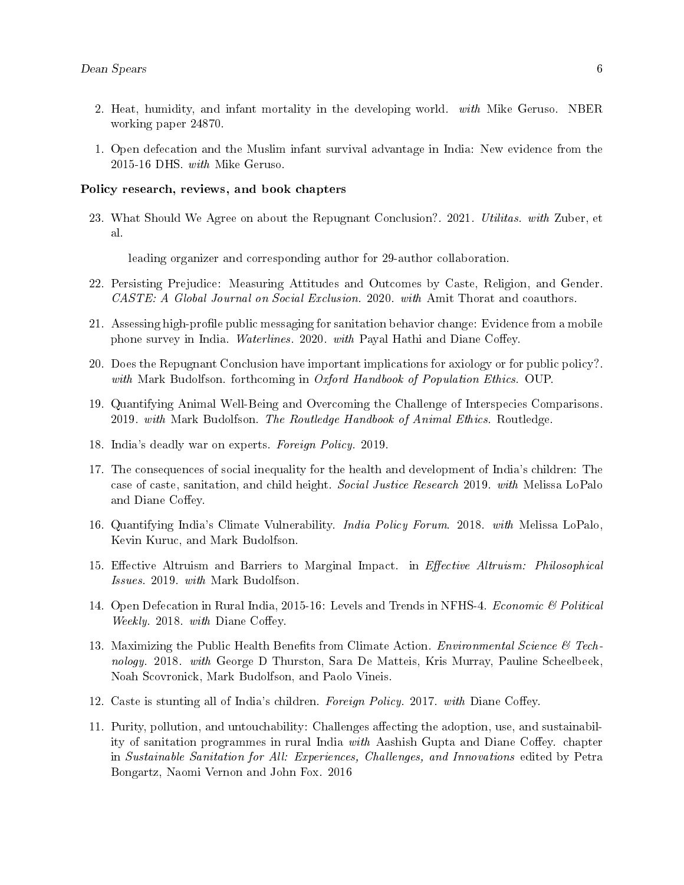2. Heat, humidity, and infant mortality in the developing world. *with* Mike Geruso. NBER working paper 24870.

1. Open defecation and the Muslim infant survival advantage in India: New evidence from the 2015-16 DHS. *with* Mike Geruso.

### Policy research, reviews, and book chapters

23. What Should We Agree on about the Repugnant Conclusion?. 2021. *Utilitas*. *with* Zuber, et al.

    leading organizer and corresponding author for 29-author collaboration.

22. Persisting Prejudice: Measuring Attitudes and Outcomes by Caste, Religion, and Gender. *CASTE: A Global Journal on Social Exclusion*. 2020. *with* Amit Thorat and coauthors.

21. Assessing high-profile public messaging for sanitation behavior change: Evidence from a mobile phone survey in India. *Waterlines*. 2020. *with* Payal Hathi and Diane Coffey.

20. Does the Repugnant Conclusion have important implications for axiology or for public policy?. *with* Mark Budolfson. forthcoming in *Oxford Handbook of Population Ethics*. OUP.

19. Quantifying Animal Well-Being and Overcoming the Challenge of Interspecies Comparisons. 2019. *with* Mark Budolfson. *The Routledge Handbook of Animal Ethics*. Routledge.

18. India's deadly war on experts. *Foreign Policy*. 2019.

17. The consequences of social inequality for the health and development of India's children: The case of caste, sanitation, and child height. *Social Justice Research* 2019. *with* Melissa LoPalo and Diane Coffey.

16. Quantifying India's Climate Vulnerability. *India Policy Forum*. 2018. *with* Melissa LoPalo, Kevin Kuruc, and Mark Budolfson.

15. Effective Altruism and Barriers to Marginal Impact. in *Effective Altruism: Philosophical Issues*. 2019. *with* Mark Budolfson.

14. Open Defecation in Rural India, 2015-16: Levels and Trends in NFHS-4. *Economic & Political Weekly*. 2018. *with* Diane Coffey.

13. Maximizing the Public Health Benefits from Climate Action. *Environmental Science & Technology*. 2018. *with* George D Thurston, Sara De Matteis, Kris Murray, Pauline Scheelbeek, Noah Scovronick, Mark Budolfson, and Paolo Vineis.

12. Caste is stunting all of India's children. *Foreign Policy*. 2017. *with* Diane Coffey.

11. Purity, pollution, and untouchability: Challenges affecting the adoption, use, and sustainability of sanitation programmes in rural India *with* Aashish Gupta and Diane Coffey. chapter in *Sustainable Sanitation for All: Experiences, Challenges, and Innovations* edited by Petra Bongartz, Naomi Vernon and John Fox. 2016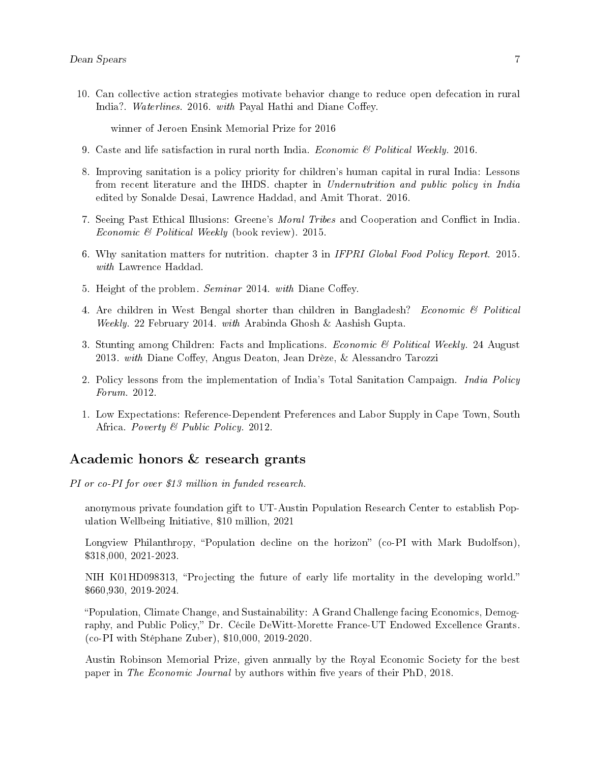10. Can collective action strategies motivate behavior change to reduce open defecation in rural India?. *Waterlines*. 2016. *with* Payal Hathi and Diane Coffey.

    winner of Jeroen Ensink Memorial Prize for 2016

9. Caste and life satisfaction in rural north India. *Economic & Political Weekly*. 2016.

8. Improving sanitation is a policy priority for children's human capital in rural India: Lessons from recent literature and the IHDS. chapter in *Undernutrition and public policy in India* edited by Sonalde Desai, Lawrence Haddad, and Amit Thorat. 2016.

7. Seeing Past Ethical Illusions: Greene's *Moral Tribes* and Cooperation and Conflict in India. *Economic & Political Weekly* (book review). 2015.

6. Why sanitation matters for nutrition. chapter 3 in *IFPRI Global Food Policy Report*. 2015. *with* Lawrence Haddad.

5. Height of the problem. *Seminar* 2014. *with* Diane Coffey.

4. Are children in West Bengal shorter than children in Bangladesh? *Economic & Political Weekly*. 22 February 2014. *with* Arabinda Ghosh & Aashish Gupta.

3. Stunting among Children: Facts and Implications. *Economic & Political Weekly*. 24 August 2013. *with* Diane Coffey, Angus Deaton, Jean Drèze, & Alessandro Tarozzi

2. Policy lessons from the implementation of India's Total Sanitation Campaign. *India Policy Forum*. 2012.

1. Low Expectations: Reference-Dependent Preferences and Labor Supply in Cape Town, South Africa. *Poverty & Public Policy*. 2012.

## Academic honors & research grants

*PI or co-PI for over $13 million in funded research.*

anonymous private foundation gift to UT-Austin Population Research Center to establish Population Wellbeing Initiative, $10 million, 2021

Longview Philanthropy, "Population decline on the horizon" (co-PI with Mark Budolfson), $318,000, 2021-2023.

NIH K01HD098313, "Projecting the future of early life mortality in the developing world." $660,930, 2019-2024.

"Population, Climate Change, and Sustainability: A Grand Challenge facing Economics, Demography, and Public Policy," Dr. Cécile DeWitt-Morette France-UT Endowed Excellence Grants. (co-PI with Stéphane Zuber), $10,000, 2019-2020.

Austin Robinson Memorial Prize, given annually by the Royal Economic Society for the best paper in *The Economic Journal* by authors within five years of their PhD, 2018.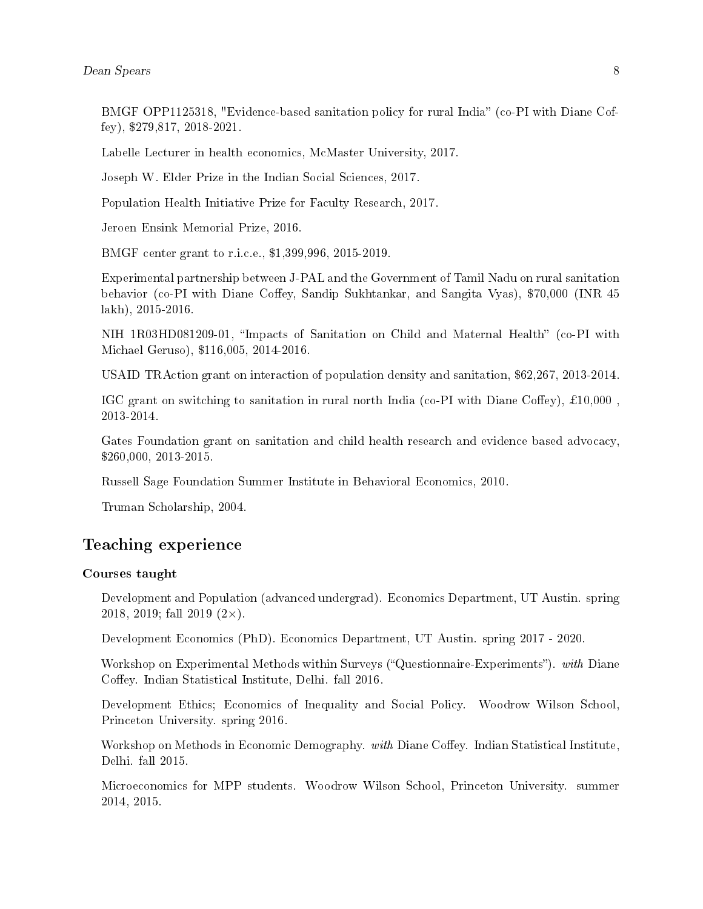BMGF OPP1125318, "Evidence-based sanitation policy for rural India" (co-PI with Diane Coffey), \$279,817, 2018-2021.

Labelle Lecturer in health economics, McMaster University, 2017.

Joseph W. Elder Prize in the Indian Social Sciences, 2017.

Population Health Initiative Prize for Faculty Research, 2017.

Jeroen Ensink Memorial Prize, 2016.

BMGF center grant to r.i.c.e., \$1,399,996, 2015-2019.

Experimental partnership between J-PAL and the Government of Tamil Nadu on rural sanitation behavior (co-PI with Diane Coffey, Sandip Sukhtankar, and Sangita Vyas), \$70,000 (INR 45 lakh), 2015-2016.

NIH 1R03HD081209-01, "Impacts of Sanitation on Child and Maternal Health" (co-PI with Michael Geruso), \$116,005, 2014-2016.

USAID TRAction grant on interaction of population density and sanitation, \$62,267, 2013-2014.

IGC grant on switching to sanitation in rural north India (co-PI with Diane Coffey), £10,000 , 2013-2014.

Gates Foundation grant on sanitation and child health research and evidence based advocacy, \$260,000, 2013-2015.

Russell Sage Foundation Summer Institute in Behavioral Economics, 2010.

Truman Scholarship, 2004.

## Teaching experience

### Courses taught

Development and Population (advanced undergrad). Economics Department, UT Austin. spring 2018, 2019; fall 2019 (2×).

Development Economics (PhD). Economics Department, UT Austin. spring 2017 - 2020.

Workshop on Experimental Methods within Surveys ("Questionnaire-Experiments"). *with* Diane Coffey. Indian Statistical Institute, Delhi. fall 2016.

Development Ethics; Economics of Inequality and Social Policy. Woodrow Wilson School, Princeton University. spring 2016.

Workshop on Methods in Economic Demography. *with* Diane Coffey. Indian Statistical Institute, Delhi. fall 2015.

Microeconomics for MPP students. Woodrow Wilson School, Princeton University. summer 2014, 2015.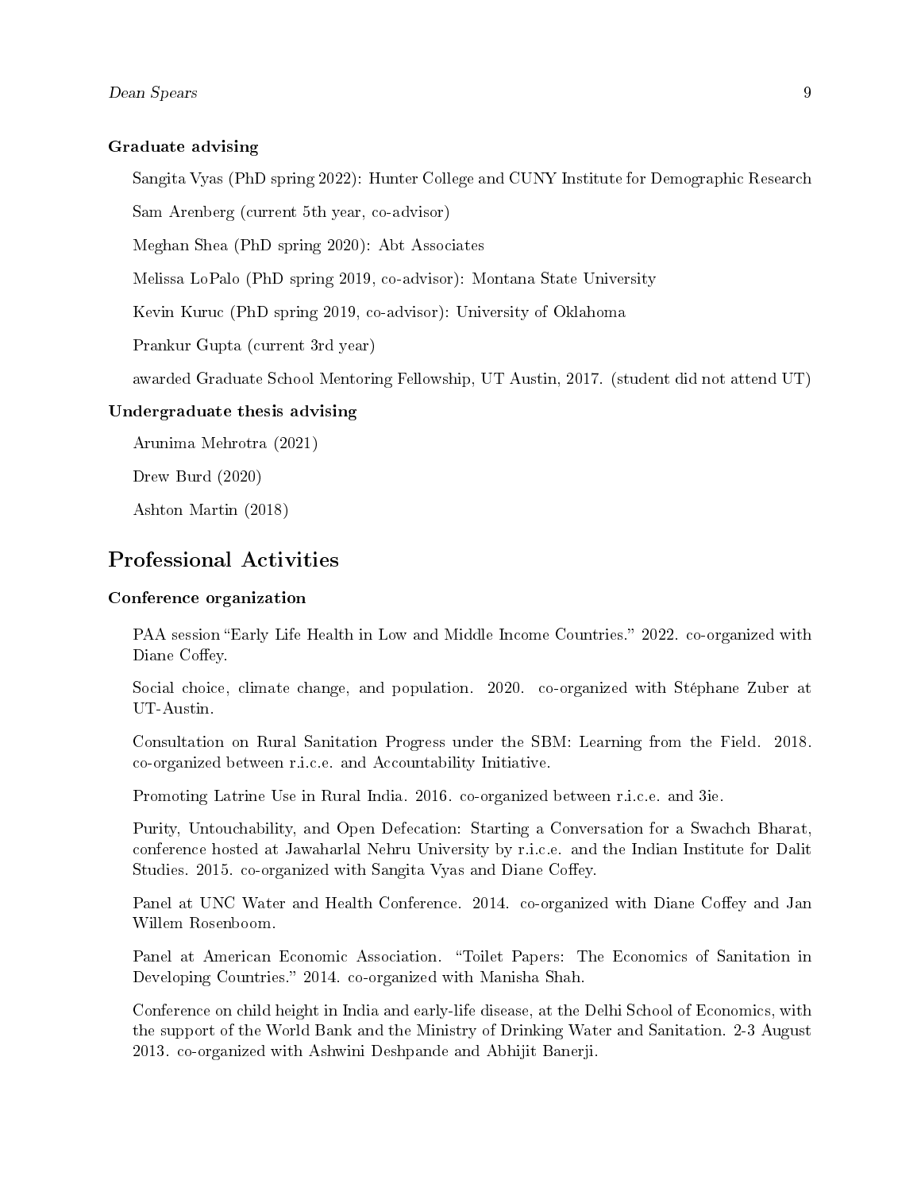### Graduate advising

Sangita Vyas (PhD spring 2022): Hunter College and CUNY Institute for Demographic Research

Sam Arenberg (current 5th year, co-advisor)

Meghan Shea (PhD spring 2020): Abt Associates

Melissa LoPalo (PhD spring 2019, co-advisor): Montana State University

Kevin Kuruc (PhD spring 2019, co-advisor): University of Oklahoma

Prankur Gupta (current 3rd year)

awarded Graduate School Mentoring Fellowship, UT Austin, 2017. (student did not attend UT)

### Undergraduate thesis advising

Arunima Mehrotra (2021)

Drew Burd (2020)

Ashton Martin (2018)

## Professional Activities

### Conference organization

PAA session "Early Life Health in Low and Middle Income Countries." 2022. co-organized with Diane Coffey.

Social choice, climate change, and population. 2020. co-organized with Stéphane Zuber at UT-Austin.

Consultation on Rural Sanitation Progress under the SBM: Learning from the Field. 2018. co-organized between r.i.c.e. and Accountability Initiative.

Promoting Latrine Use in Rural India. 2016. co-organized between r.i.c.e. and 3ie.

Purity, Untouchability, and Open Defecation: Starting a Conversation for a Swachch Bharat, conference hosted at Jawaharlal Nehru University by r.i.c.e. and the Indian Institute for Dalit Studies. 2015. co-organized with Sangita Vyas and Diane Coffey.

Panel at UNC Water and Health Conference. 2014. co-organized with Diane Coffey and Jan Willem Rosenboom.

Panel at American Economic Association. "Toilet Papers: The Economics of Sanitation in Developing Countries." 2014. co-organized with Manisha Shah.

Conference on child height in India and early-life disease, at the Delhi School of Economics, with the support of the World Bank and the Ministry of Drinking Water and Sanitation. 2-3 August 2013. co-organized with Ashwini Deshpande and Abhijit Banerji.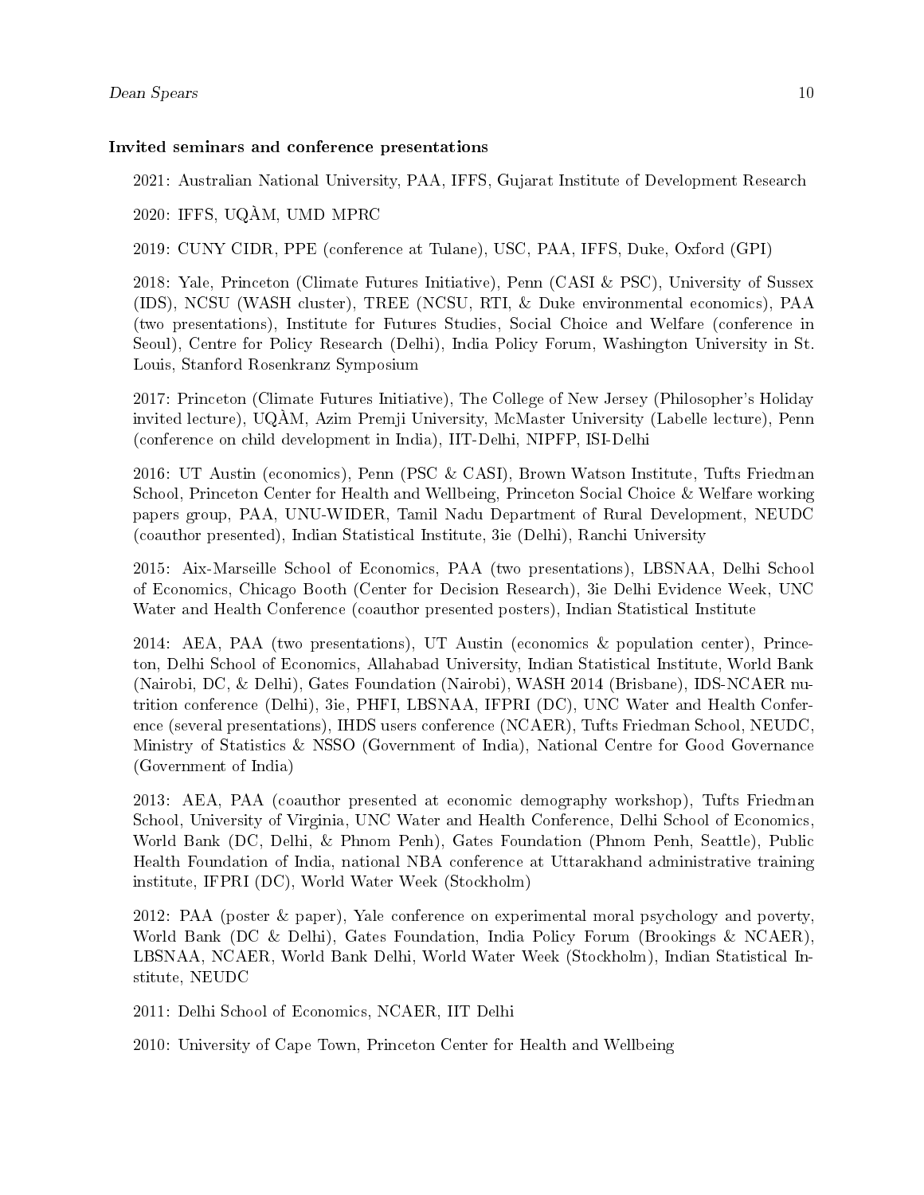### Invited seminars and conference presentations

2021: Australian National University, PAA, IFFS, Gujarat Institute of Development Research

2020: IFFS, UQÀM, UMD MPRC

2019: CUNY CIDR, PPE (conference at Tulane), USC, PAA, IFFS, Duke, Oxford (GPI)

2018: Yale, Princeton (Climate Futures Initiative), Penn (CASI & PSC), University of Sussex (IDS), NCSU (WASH cluster), TREE (NCSU, RTI, & Duke environmental economics), PAA (two presentations), Institute for Futures Studies, Social Choice and Welfare (conference in Seoul), Centre for Policy Research (Delhi), India Policy Forum, Washington University in St. Louis, Stanford Rosenkranz Symposium

2017: Princeton (Climate Futures Initiative), The College of New Jersey (Philosopher's Holiday invited lecture), UQÀM, Azim Premji University, McMaster University (Labelle lecture), Penn (conference on child development in India), IIT-Delhi, NIPFP, ISI-Delhi

2016: UT Austin (economics), Penn (PSC & CASI), Brown Watson Institute, Tufts Friedman School, Princeton Center for Health and Wellbeing, Princeton Social Choice & Welfare working papers group, PAA, UNU-WIDER, Tamil Nadu Department of Rural Development, NEUDC (coauthor presented), Indian Statistical Institute, 3ie (Delhi), Ranchi University

2015: Aix-Marseille School of Economics, PAA (two presentations), LBSNAA, Delhi School of Economics, Chicago Booth (Center for Decision Research), 3ie Delhi Evidence Week, UNC Water and Health Conference (coauthor presented posters), Indian Statistical Institute

2014: AEA, PAA (two presentations), UT Austin (economics & population center), Princeton, Delhi School of Economics, Allahabad University, Indian Statistical Institute, World Bank (Nairobi, DC, & Delhi), Gates Foundation (Nairobi), WASH 2014 (Brisbane), IDS-NCAER nutrition conference (Delhi), 3ie, PHFI, LBSNAA, IFPRI (DC), UNC Water and Health Conference (several presentations), IHDS users conference (NCAER), Tufts Friedman School, NEUDC, Ministry of Statistics & NSSO (Government of India), National Centre for Good Governance (Government of India)

2013: AEA, PAA (coauthor presented at economic demography workshop), Tufts Friedman School, University of Virginia, UNC Water and Health Conference, Delhi School of Economics, World Bank (DC, Delhi, & Phnom Penh), Gates Foundation (Phnom Penh, Seattle), Public Health Foundation of India, national NBA conference at Uttarakhand administrative training institute, IFPRI (DC), World Water Week (Stockholm)

2012: PAA (poster & paper), Yale conference on experimental moral psychology and poverty, World Bank (DC & Delhi), Gates Foundation, India Policy Forum (Brookings & NCAER), LBSNAA, NCAER, World Bank Delhi, World Water Week (Stockholm), Indian Statistical Institute, NEUDC

2011: Delhi School of Economics, NCAER, IIT Delhi

2010: University of Cape Town, Princeton Center for Health and Wellbeing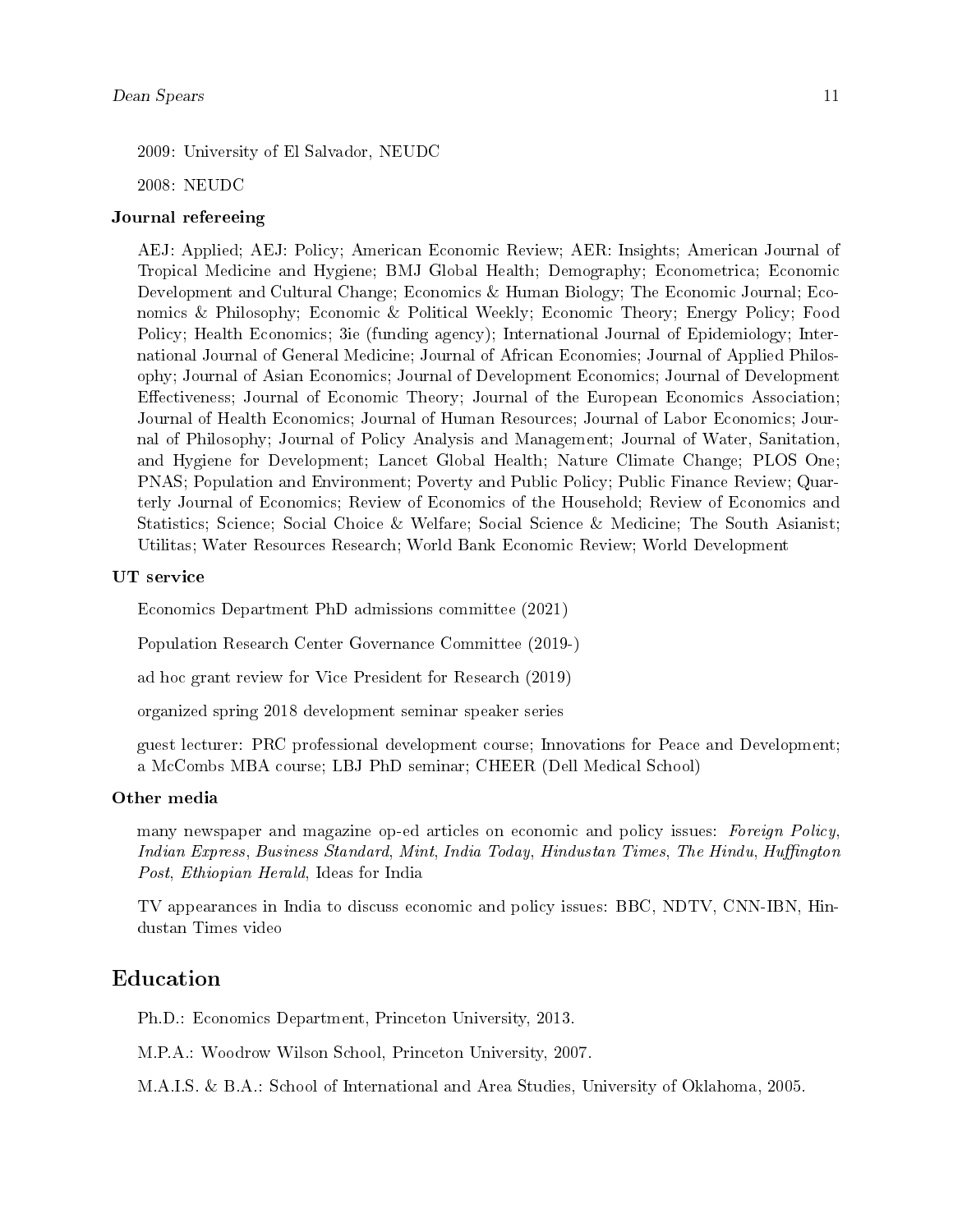2009: University of El Salvador, NEUDC

2008: NEUDC

### Journal refereeing

AEJ: Applied; AEJ: Policy; American Economic Review; AER: Insights; American Journal of Tropical Medicine and Hygiene; BMJ Global Health; Demography; Econometrica; Economic Development and Cultural Change; Economics & Human Biology; The Economic Journal; Economics & Philosophy; Economic & Political Weekly; Economic Theory; Energy Policy; Food Policy; Health Economics; 3ie (funding agency); International Journal of Epidemiology; International Journal of General Medicine; Journal of African Economies; Journal of Applied Philosophy; Journal of Asian Economics; Journal of Development Economics; Journal of Development Effectiveness; Journal of Economic Theory; Journal of the European Economics Association; Journal of Health Economics; Journal of Human Resources; Journal of Labor Economics; Journal of Philosophy; Journal of Policy Analysis and Management; Journal of Water, Sanitation, and Hygiene for Development; Lancet Global Health; Nature Climate Change; PLOS One; PNAS; Population and Environment; Poverty and Public Policy; Public Finance Review; Quarterly Journal of Economics; Review of Economics of the Household; Review of Economics and Statistics; Science; Social Choice & Welfare; Social Science & Medicine; The South Asianist; Utilitas; Water Resources Research; World Bank Economic Review; World Development

### UT service

Economics Department PhD admissions committee (2021)

Population Research Center Governance Committee (2019-)

ad hoc grant review for Vice President for Research (2019)

organized spring 2018 development seminar speaker series

guest lecturer: PRC professional development course; Innovations for Peace and Development; a McCombs MBA course; LBJ PhD seminar; CHEER (Dell Medical School)

### Other media

many newspaper and magazine op-ed articles on economic and policy issues: *Foreign Policy*, *Indian Express*, *Business Standard*, *Mint*, *India Today*, *Hindustan Times*, *The Hindu*, *Huffington Post*, *Ethiopian Herald*, Ideas for India

TV appearances in India to discuss economic and policy issues: BBC, NDTV, CNN-IBN, Hindustan Times video

## Education

Ph.D.: Economics Department, Princeton University, 2013.

M.P.A.: Woodrow Wilson School, Princeton University, 2007.

M.A.I.S. & B.A.: School of International and Area Studies, University of Oklahoma, 2005.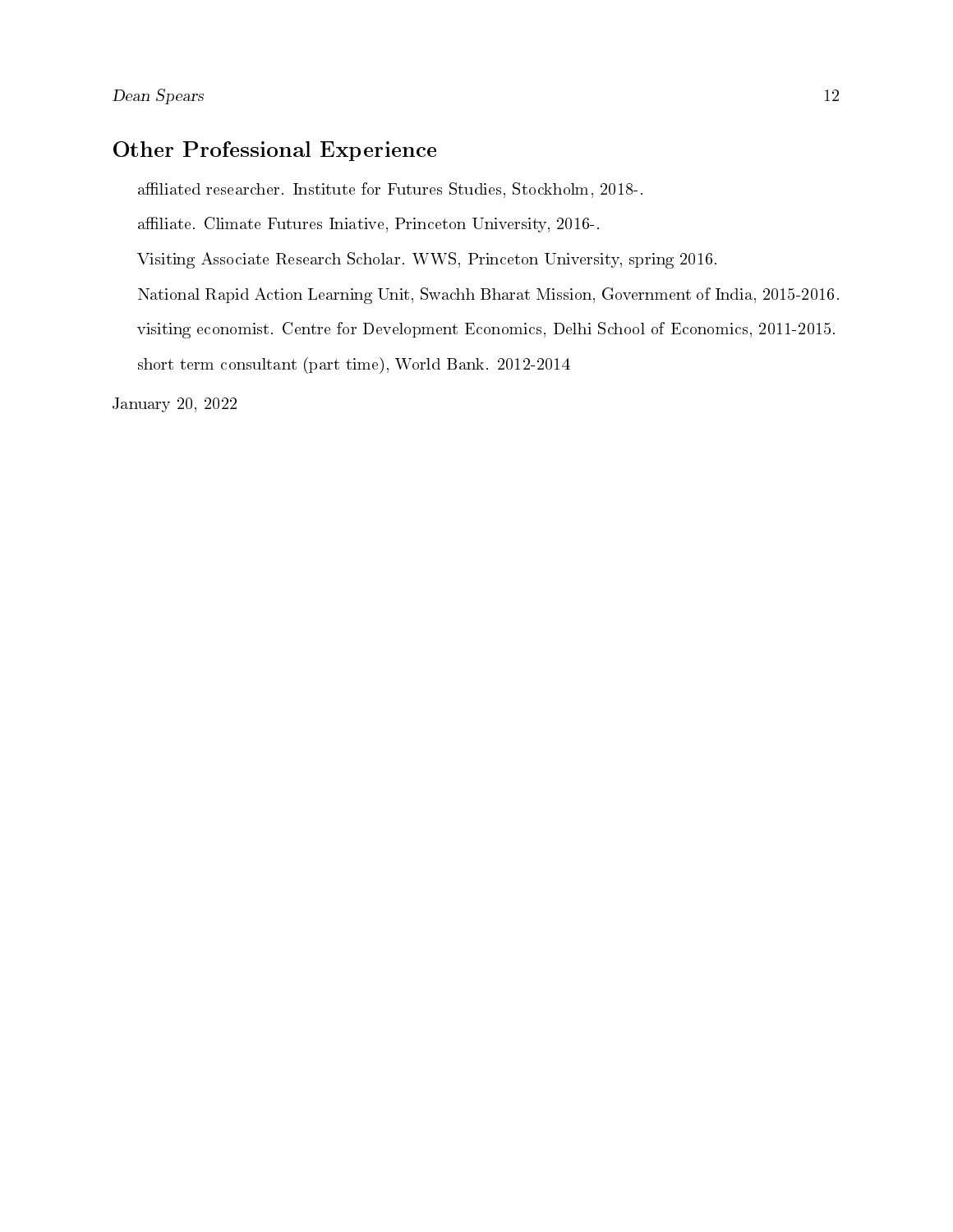## Other Professional Experience

affiliated researcher. Institute for Futures Studies, Stockholm, 2018-.

affiliate. Climate Futures Iniative, Princeton University, 2016-.

Visiting Associate Research Scholar. WWS, Princeton University, spring 2016.

National Rapid Action Learning Unit, Swachh Bharat Mission, Government of India, 2015-2016.

visiting economist. Centre for Development Economics, Delhi School of Economics, 2011-2015.

short term consultant (part time), World Bank. 2012-2014

January 20, 2022